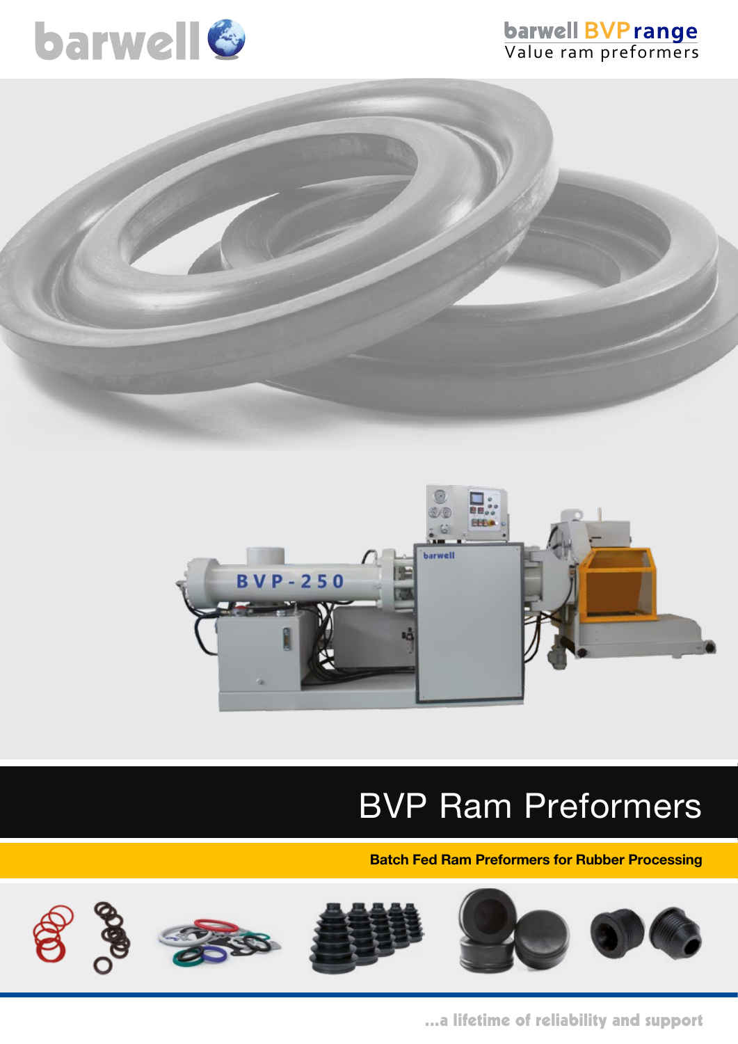barwell

barwell BVP range
Value ram preformers

# BVP Ram Preformers

**Batch Fed Ram Preformers for Rubber Processing**

...a lifetime of reliability and support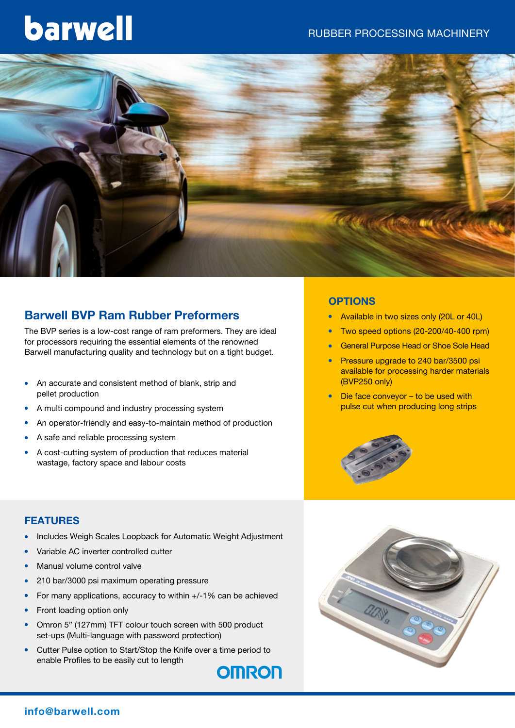barwell

RUBBER PROCESSING MACHINERY

## Barwell BVP Ram Rubber Preformers

The BVP series is a low-cost range of ram preformers. They are ideal for processors requiring the essential elements of the renowned Barwell manufacturing quality and technology but on a tight budget.

- An accurate and consistent method of blank, strip and pellet production
- A multi compound and industry processing system
- An operator-friendly and easy-to-maintain method of production
- A safe and reliable processing system
- A cost-cutting system of production that reduces material wastage, factory space and labour costs

## OPTIONS

- Available in two sizes only (20L or 40L)
- Two speed options (20-200/40-400 rpm)
- General Purpose Head or Shoe Sole Head
- Pressure upgrade to 240 bar/3500 psi available for processing harder materials (BVP250 only)
- Die face conveyor – to be used with pulse cut when producing long strips

## FEATURES

- Includes Weigh Scales Loopback for Automatic Weight Adjustment
- Variable AC inverter controlled cutter
- Manual volume control valve
- 210 bar/3000 psi maximum operating pressure
- For many applications, accuracy to within +/-1% can be achieved
- Front loading option only
- Omron 5” (127mm) TFT colour touch screen with 500 product set-ups (Multi-language with password protection)
- Cutter Pulse option to Start/Stop the Knife over a time period to enable Profiles to be easily cut to length

OMRON

info@barwell.com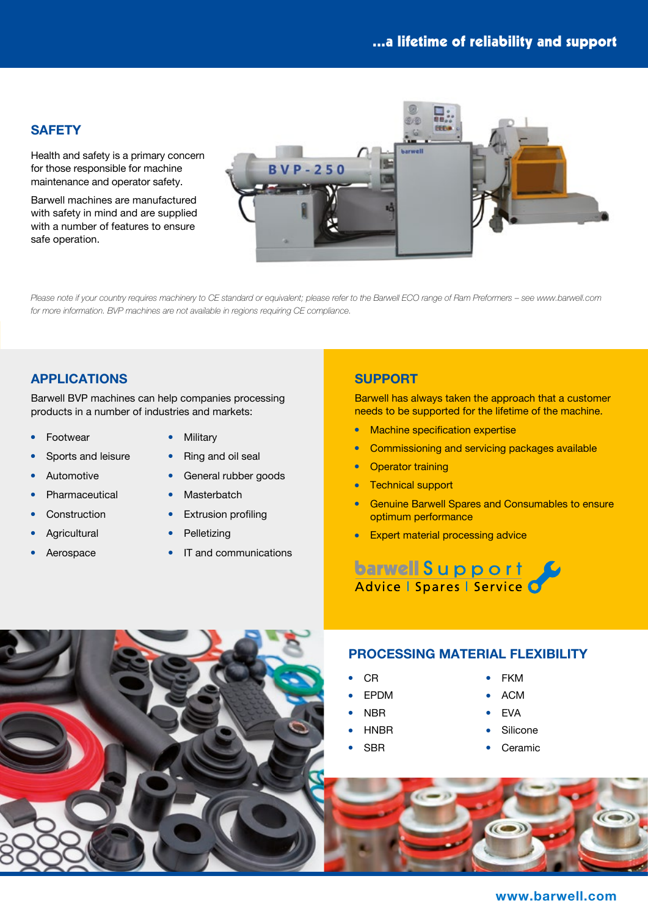## SAFETY

Health and safety is a primary concern for those responsible for machine maintenance and operator safety.

Barwell machines are manufactured with safety in mind and are supplied with a number of features to ensure safe operation.

*Please note if your country requires machinery to CE standard or equivalent; please refer to the Barwell ECO range of Ram Preformers – see www.barwell.com for more information. BVP machines are not available in regions requiring CE compliance.*

## APPLICATIONS

Barwell BVP machines can help companies processing products in a number of industries and markets:

- Footwear
- Sports and leisure
- Automotive
- Pharmaceutical
- Construction
- Agricultural
- Aerospace
- Military
- Ring and oil seal
- General rubber goods
- Masterbatch
- Extrusion profiling
- Pelletizing
- IT and communications

## SUPPORT

Barwell has always taken the approach that a customer needs to be supported for the lifetime of the machine.

- Machine specification expertise
- Commissioning and servicing packages available
- Operator training
- Technical support
- Genuine Barwell Spares and Consumables to ensure optimum performance
- Expert material processing advice

barwell Support
Advice | Spares | Service

## PROCESSING MATERIAL FLEXIBILITY

- CR
- EPDM
- NBR
- HNBR
- SBR
- FKM
- ACM
- EVA
- Silicone
- Ceramic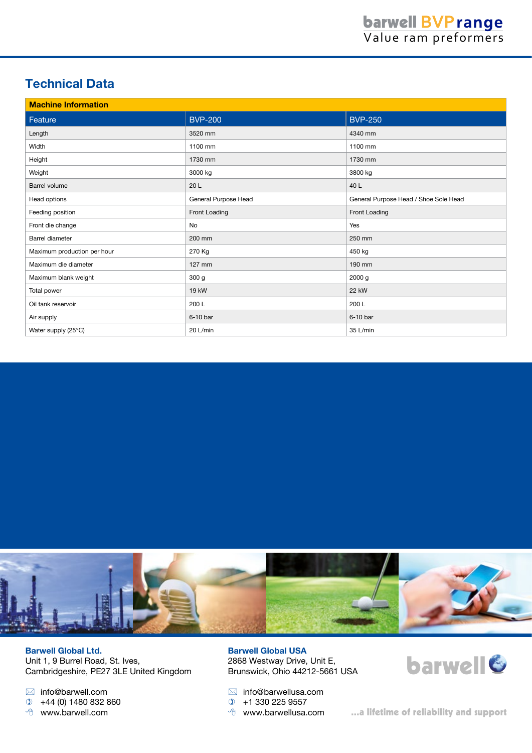## Technical Data

| Machine Information | | |
| --- | --- | --- |
| **Feature** | **BVP-200** | **BVP-250** |
| Length | 3520 mm | 4340 mm |
| Width | 1100 mm | 1100 mm |
| Height | 1730 mm | 1730 mm |
| Weight | 3000 kg | 3800 kg |
| Barrel volume | 20 L | 40 L |
| Head options | General Purpose Head | General Purpose Head / Shoe Sole Head |
| Feeding position | Front Loading | Front Loading |
| Front die change | No | Yes |
| Barrel diameter | 200 mm | 250 mm |
| Maximum production per hour | 270 Kg | 450 kg |
| Maximum die diameter | 127 mm | 190 mm |
| Maximum blank weight | 300 g | 2000 g |
| Total power | 19 kW | 22 kW |
| Oil tank reservoir | 200 L | 200 L |
| Air supply | 6-10 bar | 6-10 bar |
| Water supply (25°C) | 20 L/min | 35 L/min |

**Barwell Global Ltd.**
Unit 1, 9 Burrel Road, St. Ives,
Cambridgeshire, PE27 3LE United Kingdom

info@barwell.com
+44 (0) 1480 832 860
www.barwell.com

**Barwell Global USA**
2868 Westway Drive, Unit E,
Brunswick, Ohio 44212-5661 USA

info@barwellusa.com
+1 330 225 9557
www.barwellusa.com

barwell

...a lifetime of reliability and support